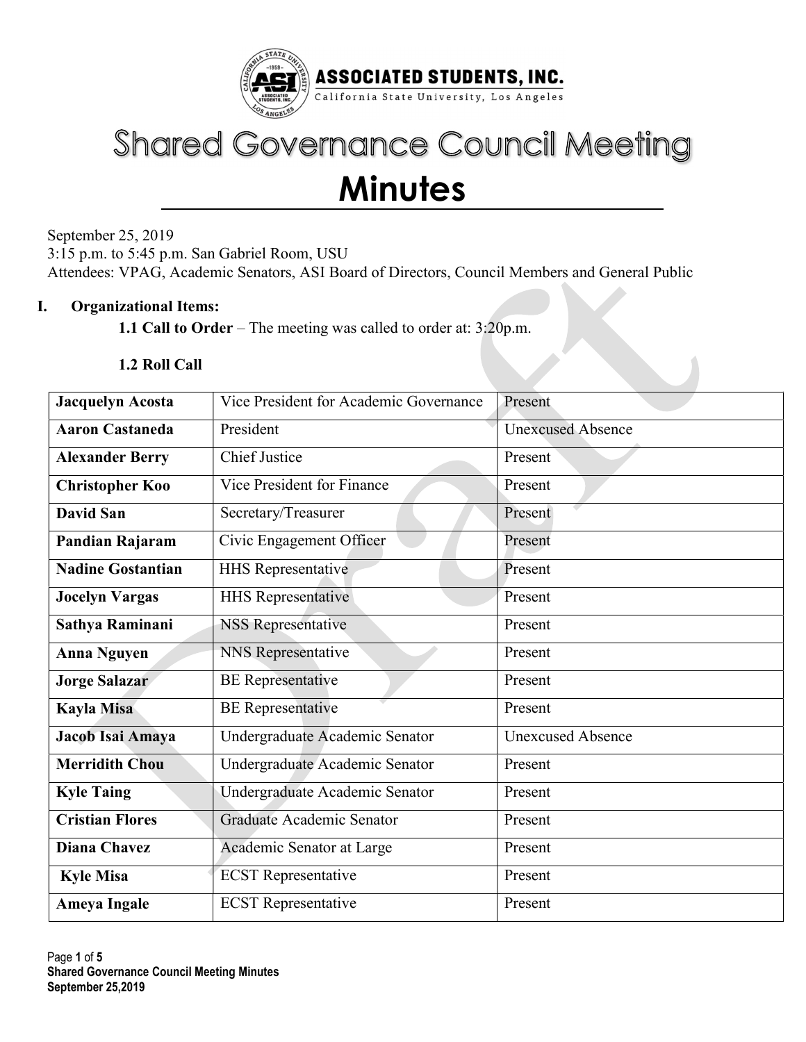**ASSOCIATED STUDENTS, INC.**
California State University, Los Angeles

# Shared Governance Council Meeting

# Minutes

September 25, 2019
3:15 p.m. to 5:45 p.m. San Gabriel Room, USU
Attendees: VPAG, Academic Senators, ASI Board of Directors, Council Members and General Public

## I. Organizational Items:

**1.1 Call to Order** – The meeting was called to order at: 3:20p.m.

**1.2 Roll Call**

| | | |
|---|---|---|
| **Jacquelyn Acosta** | Vice President for Academic Governance | Present |
| **Aaron Castaneda** | President | Unexcused Absence |
| **Alexander Berry** | Chief Justice | Present |
| **Christopher Koo** | Vice President for Finance | Present |
| **David San** | Secretary/Treasurer | Present |
| **Pandian Rajaram** | Civic Engagement Officer | Present |
| **Nadine Gostantian** | HHS Representative | Present |
| **Jocelyn Vargas** | HHS Representative | Present |
| **Sathya Raminani** | NSS Representative | Present |
| **Anna Nguyen** | NNS Representative | Present |
| **Jorge Salazar** | BE Representative | Present |
| **Kayla Misa** | BE Representative | Present |
| **Jacob Isai Amaya** | Undergraduate Academic Senator | Unexcused Absence |
| **Merridith Chou** | Undergraduate Academic Senator | Present |
| **Kyle Taing** | Undergraduate Academic Senator | Present |
| **Cristian Flores** | Graduate Academic Senator | Present |
| **Diana Chavez** | Academic Senator at Large | Present |
| **Kyle Misa** | ECST Representative | Present |
| **Ameya Ingale** | ECST Representative | Present |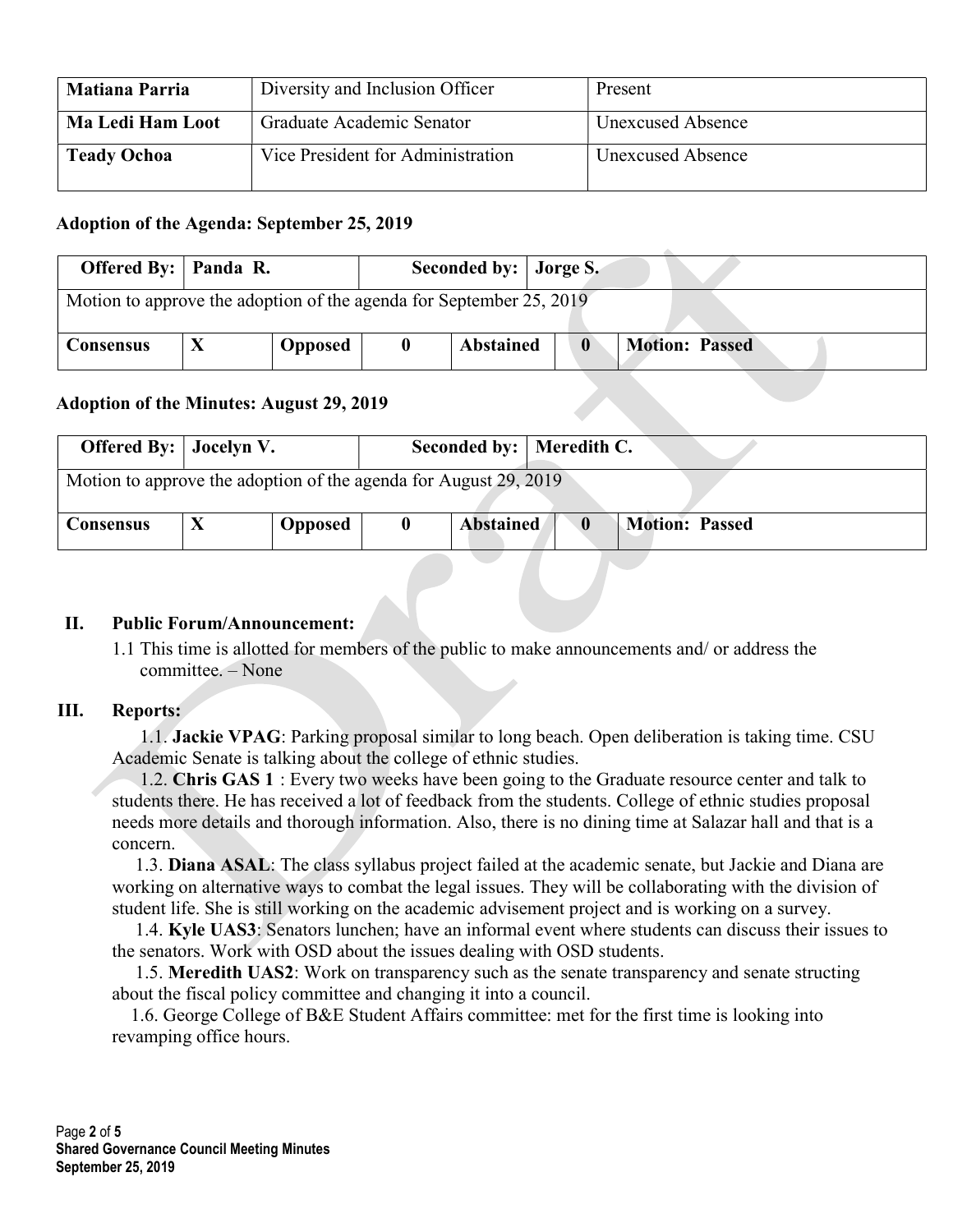| Matiana Parria | Diversity and Inclusion Officer | Present |
|---|---|---|
| Ma Ledi Ham Loot | Graduate Academic Senator | Unexcused Absence |
| Teady Ochoa | Vice President for Administration | Unexcused Absence |

**Adoption of the Agenda: September 25, 2019**

| Offered By: | Panda R. | | | Seconded by: | Jorge S. | |
|---|---|---|---|---|---|---|
| Motion to approve the adoption of the agenda for September 25, 2019 | | | | | | |
| **Consensus** | **X** | **Opposed** | **0** | **Abstained** | **0** | **Motion: Passed** |

**Adoption of the Minutes: August 29, 2019**

| Offered By: | Jocelyn V. | | | Seconded by: | Meredith C. | |
|---|---|---|---|---|---|---|
| Motion to approve the adoption of the agenda for August 29, 2019 | | | | | | |
| **Consensus** | **X** | **Opposed** | **0** | **Abstained** | **0** | **Motion: Passed** |

## II. Public Forum/Announcement:

1.1 This time is allotted for members of the public to make announcements and/ or address the committee. – None

## III. Reports:

1.1. **Jackie VPAG**: Parking proposal similar to long beach. Open deliberation is taking time. CSU Academic Senate is talking about the college of ethnic studies.

1.2. **Chris GAS 1** : Every two weeks have been going to the Graduate resource center and talk to students there. He has received a lot of feedback from the students. College of ethnic studies proposal needs more details and thorough information. Also, there is no dining time at Salazar hall and that is a concern.

1.3. **Diana ASAL**: The class syllabus project failed at the academic senate, but Jackie and Diana are working on alternative ways to combat the legal issues. They will be collaborating with the division of student life. She is still working on the academic advisement project and is working on a survey.

1.4. **Kyle UAS3**: Senators lunchen; have an informal event where students can discuss their issues to the senators. Work with OSD about the issues dealing with OSD students.

1.5. **Meredith UAS2**: Work on transparency such as the senate transparency and senate structing about the fiscal policy committee and changing it into a council.

1.6. George College of B&E Student Affairs committee: met for the first time is looking into revamping office hours.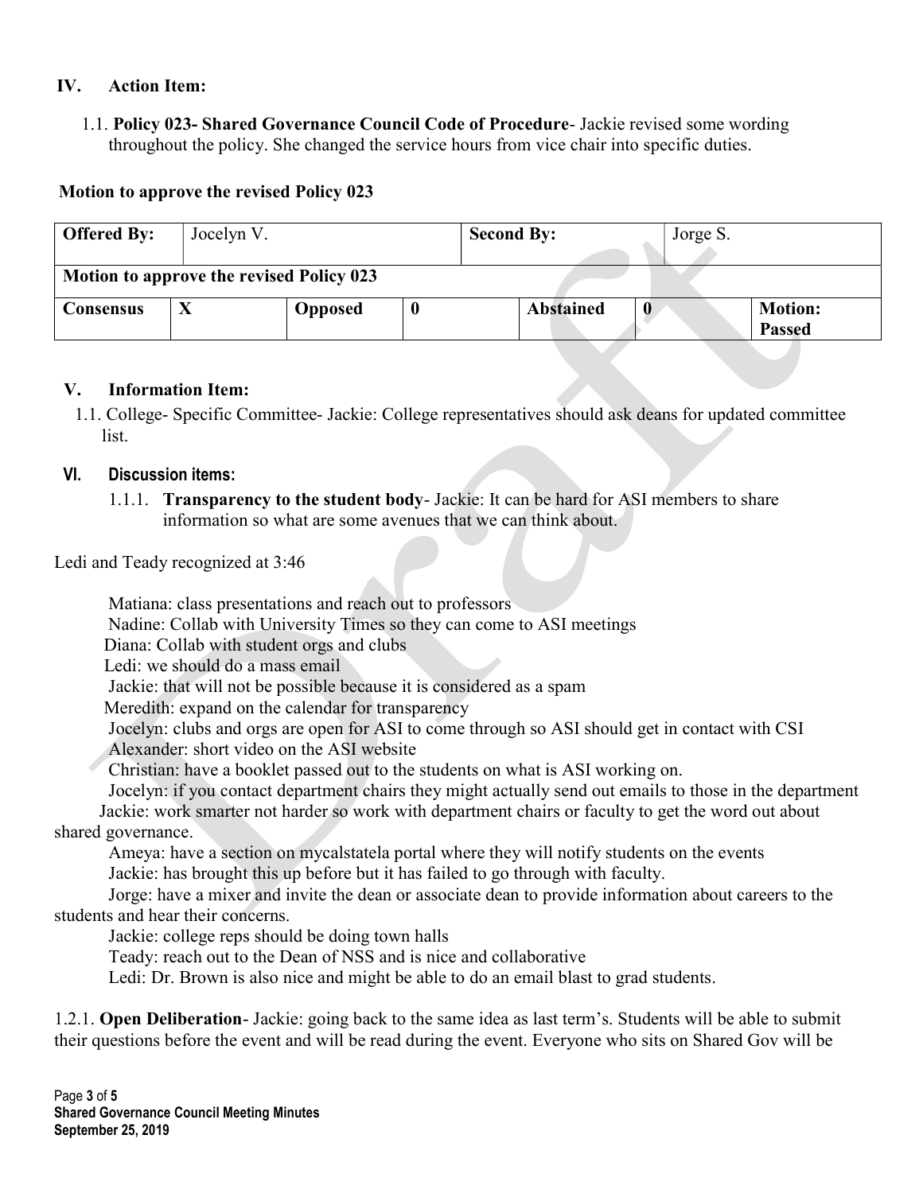## IV. Action Item:

1.1. **Policy 023- Shared Governance Council Code of Procedure**- Jackie revised some wording throughout the policy. She changed the service hours from vice chair into specific duties.

**Motion to approve the revised Policy 023**

| **Offered By:** | Jocelyn V. | | | **Second By:** | | Jorge S. | |
|---|---|---|---|---|---|---|---|
| **Motion to approve the revised Policy 023** | | | | | | | |
| **Consensus** | **X** | **Opposed** | **0** | **Abstained** | **0** | | **Motion: Passed** |

## V. Information Item:

1.1. College- Specific Committee- Jackie: College representatives should ask deans for updated committee list.

## VI. Discussion items:

1.1.1. **Transparency to the student body**- Jackie: It can be hard for ASI members to share information so what are some avenues that we can think about.

Ledi and Teady recognized at 3:46

Matiana: class presentations and reach out to professors
Nadine: Collab with University Times so they can come to ASI meetings
Diana: Collab with student orgs and clubs
Ledi: we should do a mass email
Jackie: that will not be possible because it is considered as a spam
Meredith: expand on the calendar for transparency
Jocelyn: clubs and orgs are open for ASI to come through so ASI should get in contact with CSI
Alexander: short video on the ASI website
Christian: have a booklet passed out to the students on what is ASI working on.
Jocelyn: if you contact department chairs they might actually send out emails to those in the department
Jackie: work smarter not harder so work with department chairs or faculty to get the word out about shared governance.
Ameya: have a section on mycalstatela portal where they will notify students on the events
Jackie: has brought this up before but it has failed to go through with faculty.
Jorge: have a mixer and invite the dean or associate dean to provide information about careers to the students and hear their concerns.
Jackie: college reps should be doing town halls
Teady: reach out to the Dean of NSS and is nice and collaborative
Ledi: Dr. Brown is also nice and might be able to do an email blast to grad students.

1.2.1. **Open Deliberation**- Jackie: going back to the same idea as last term's. Students will be able to submit their questions before the event and will be read during the event. Everyone who sits on Shared Gov will be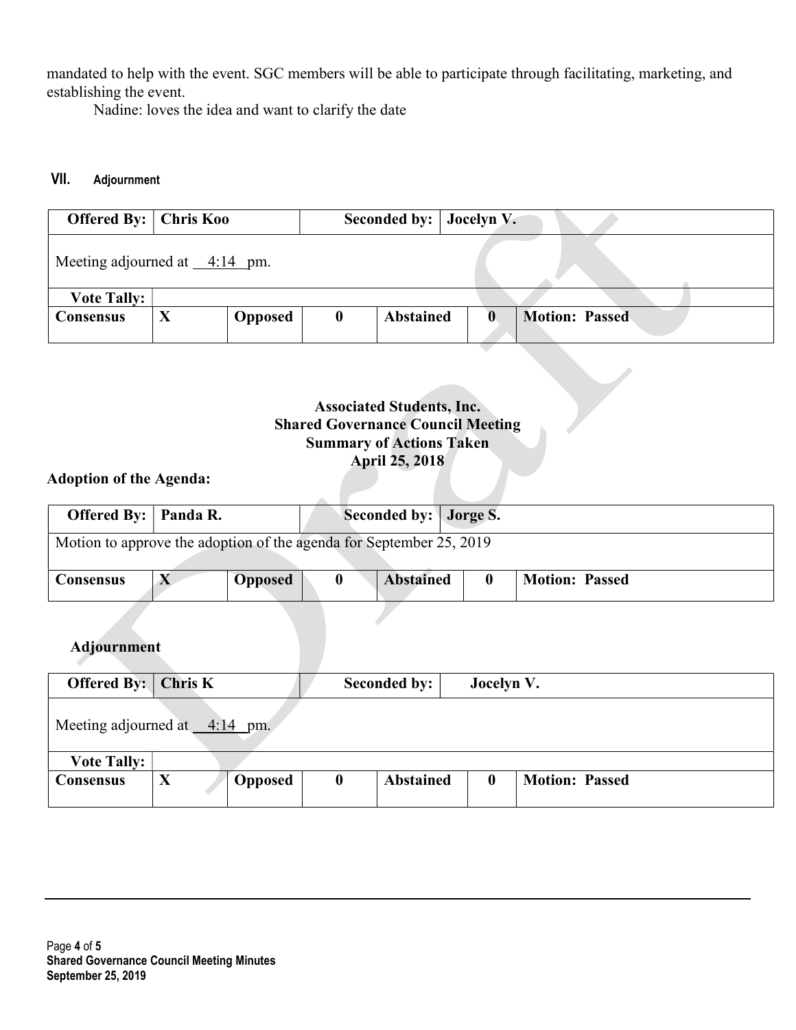mandated to help with the event. SGC members will be able to participate through facilitating, marketing, and establishing the event.

Nadine: loves the idea and want to clarify the date

## VII. Adjournment

| Offered By: | Chris Koo | | Seconded by: | Jocelyn V. | | |
|---|---|---|---|---|---|---|
| Meeting adjourned at 4:14 pm. | | | | | | |
| Vote Tally: | | | | | | |
| Consensus | X | Opposed | 0 | Abstained | 0 | Motion: Passed |

**Associated Students, Inc.**
**Shared Governance Council Meeting**
**Summary of Actions Taken**
**April 25, 2018**

**Adoption of the Agenda:**

| Offered By: | Panda R. | | Seconded by: | Jorge S. | | |
|---|---|---|---|---|---|---|
| Motion to approve the adoption of the agenda for September 25, 2019 | | | | | | |
| Consensus | X | Opposed | 0 | Abstained | 0 | Motion: Passed |

**Adjournment**

| Offered By: | Chris K | | Seconded by: | Jocelyn V. | | |
|---|---|---|---|---|---|---|
| Meeting adjourned at 4:14 pm. | | | | | | |
| Vote Tally: | | | | | | |
| Consensus | X | Opposed | 0 | Abstained | 0 | Motion: Passed |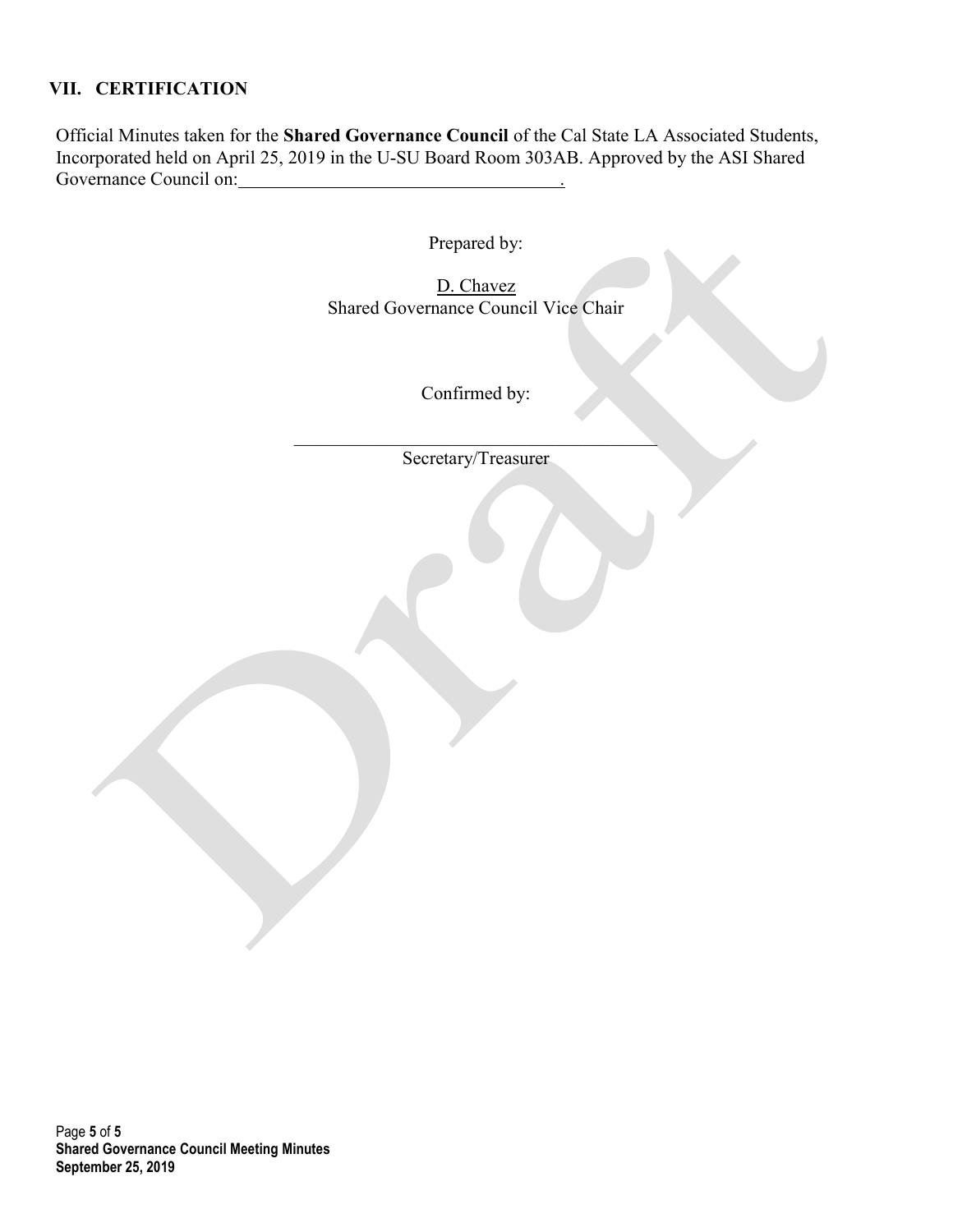## VII. CERTIFICATION

Official Minutes taken for the **Shared Governance Council** of the Cal State LA Associated Students, Incorporated held on April 25, 2019 in the U-SU Board Room 303AB. Approved by the ASI Shared Governance Council on:____________________________________.

Prepared by:

D. Chavez
Shared Governance Council Vice Chair

Confirmed by:

_______________________________________
Secretary/Treasurer

Draft